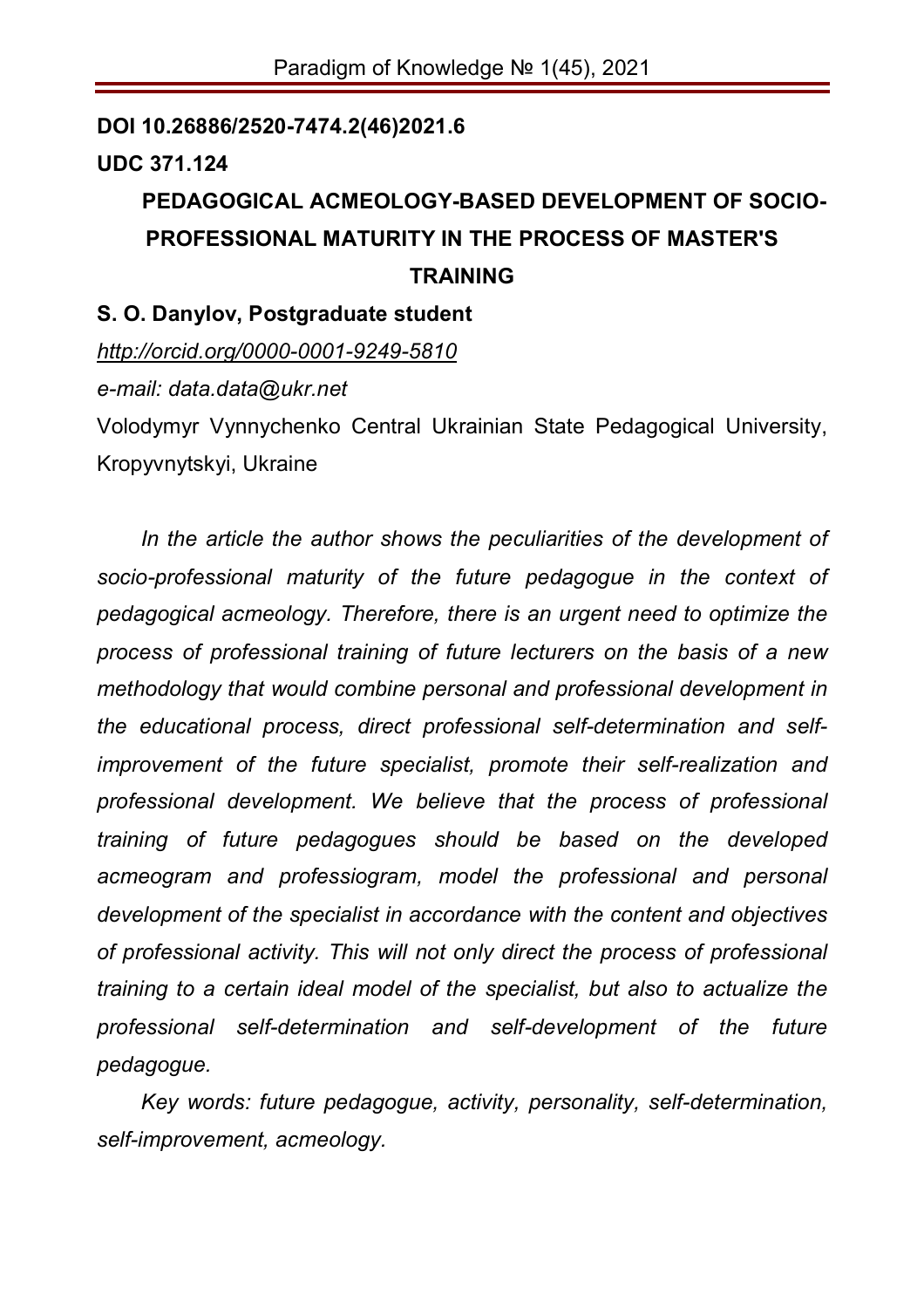**DOI 10.26886/2520-7474.2(46)2021.6**

**UDC 371.124**

# PEDAGOGICAL ACMEOLOGY-BASED DEVELOPMENT OF SOCIO-PROFESSIONAL MATURITY IN THE PROCESS OF MASTER'S TRAINING

**S. O. Danylov, Postgraduate student**

*http://orcid.org/0000-0001-9249-5810*

*e-mail: data.data@ukr.net*

Volodymyr Vynnychenko Central Ukrainian State Pedagogical University, Kropyvnytskyi, Ukraine

*In the article the author shows the peculiarities of the development of socio-professional maturity of the future pedagogue in the context of pedagogical acmeology. Therefore, there is an urgent need to optimize the process of professional training of future lecturers on the basis of a new methodology that would combine personal and professional development in the educational process, direct professional self-determination and self-improvement of the future specialist, promote their self-realization and professional development. We believe that the process of professional training of future pedagogues should be based on the developed acmeogram and professiogram, model the professional and personal development of the specialist in accordance with the content and objectives of professional activity. This will not only direct the process of professional training to a certain ideal model of the specialist, but also to actualize the professional self-determination and self-development of the future pedagogue.*

*Key words: future pedagogue, activity, personality, self-determination, self-improvement, acmeology.*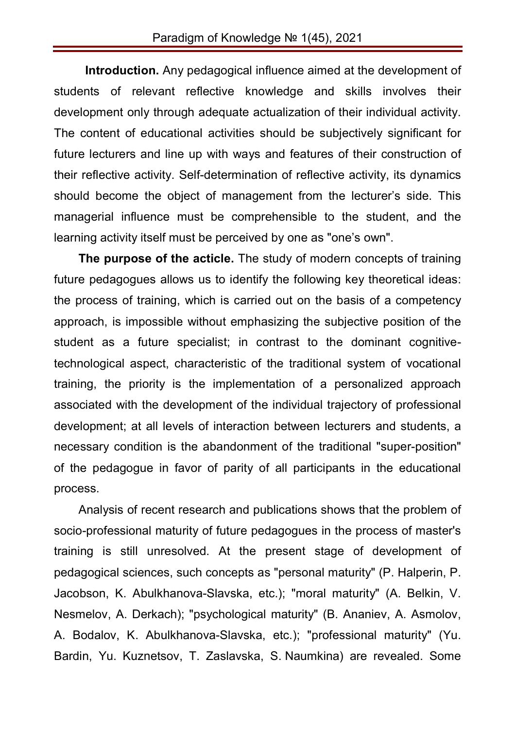**Introduction.** Any pedagogical influence aimed at the development of students of relevant reflective knowledge and skills involves their development only through adequate actualization of their individual activity. The content of educational activities should be subjectively significant for future lecturers and line up with ways and features of their construction of their reflective activity. Self-determination of reflective activity, its dynamics should become the object of management from the lecturer's side. This managerial influence must be comprehensible to the student, and the learning activity itself must be perceived by one as "one's own".

**The purpose of the acticle.** The study of modern concepts of training future pedagogues allows us to identify the following key theoretical ideas: the process of training, which is carried out on the basis of a competency approach, is impossible without emphasizing the subjective position of the student as a future specialist; in contrast to the dominant cognitive-technological aspect, characteristic of the traditional system of vocational training, the priority is the implementation of a personalized approach associated with the development of the individual trajectory of professional development; at all levels of interaction between lecturers and students, a necessary condition is the abandonment of the traditional "super-position" of the pedagogue in favor of parity of all participants in the educational process.

Analysis of recent research and publications shows that the problem of socio-professional maturity of future pedagogues in the process of master's training is still unresolved. At the present stage of development of pedagogical sciences, such concepts as "personal maturity" (P. Halperin, P. Jacobson, K. Abulkhanova-Slavska, etc.); "moral maturity" (A. Belkin, V. Nesmelov, A. Derkach); "psychological maturity" (B. Ananiev, A. Asmolov, A. Bodalov, K. Abulkhanova-Slavska, etc.); "professional maturity" (Yu. Bardin, Yu. Kuznetsov, T. Zaslavska, S. Naumkina) are revealed. Some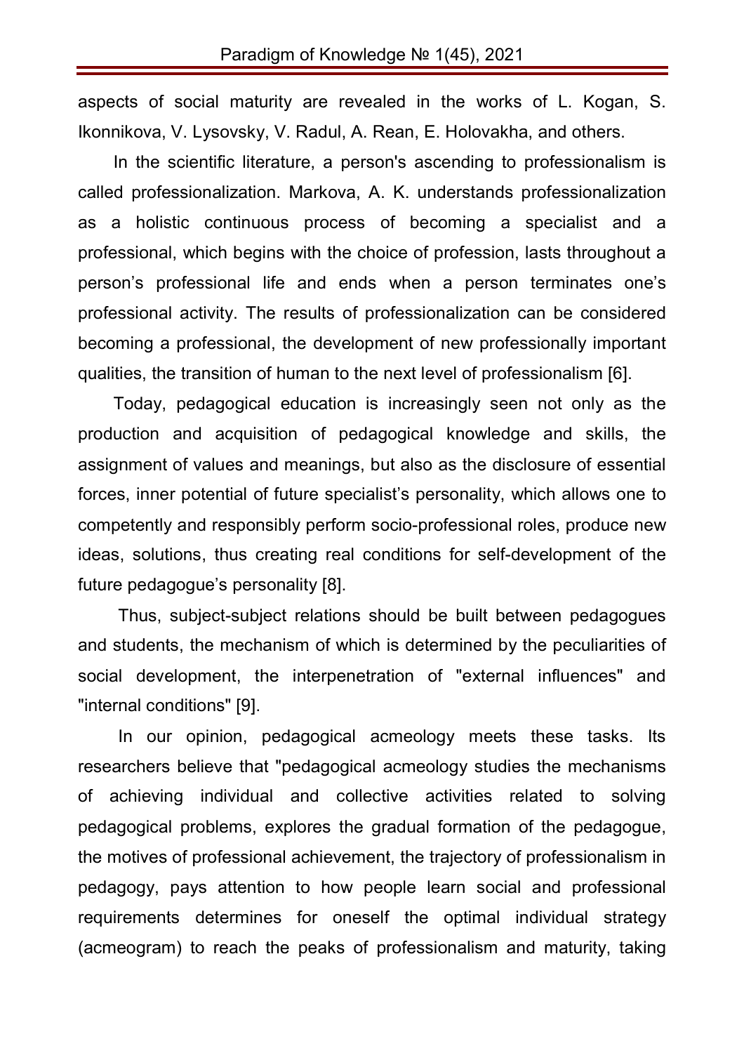aspects of social maturity are revealed in the works of L. Kogan, S. Ikonnikova, V. Lysovsky, V. Radul, A. Rean, E. Holovakha, and others.

In the scientific literature, a person's ascending to professionalism is called professionalization. Markova, A. K. understands professionalization as a holistic continuous process of becoming a specialist and a professional, which begins with the choice of profession, lasts throughout a person's professional life and ends when a person terminates one's professional activity. The results of professionalization can be considered becoming a professional, the development of new professionally important qualities, the transition of human to the next level of professionalism [6].

Today, pedagogical education is increasingly seen not only as the production and acquisition of pedagogical knowledge and skills, the assignment of values and meanings, but also as the disclosure of essential forces, inner potential of future specialist's personality, which allows one to competently and responsibly perform socio-professional roles, produce new ideas, solutions, thus creating real conditions for self-development of the future pedagogue's personality [8].

Thus, subject-subject relations should be built between pedagogues and students, the mechanism of which is determined by the peculiarities of social development, the interpenetration of "external influences" and "internal conditions" [9].

In our opinion, pedagogical acmeology meets these tasks. Its researchers believe that "pedagogical acmeology studies the mechanisms of achieving individual and collective activities related to solving pedagogical problems, explores the gradual formation of the pedagogue, the motives of professional achievement, the trajectory of professionalism in pedagogy, pays attention to how people learn social and professional requirements determines for oneself the optimal individual strategy (acmeogram) to reach the peaks of professionalism and maturity, taking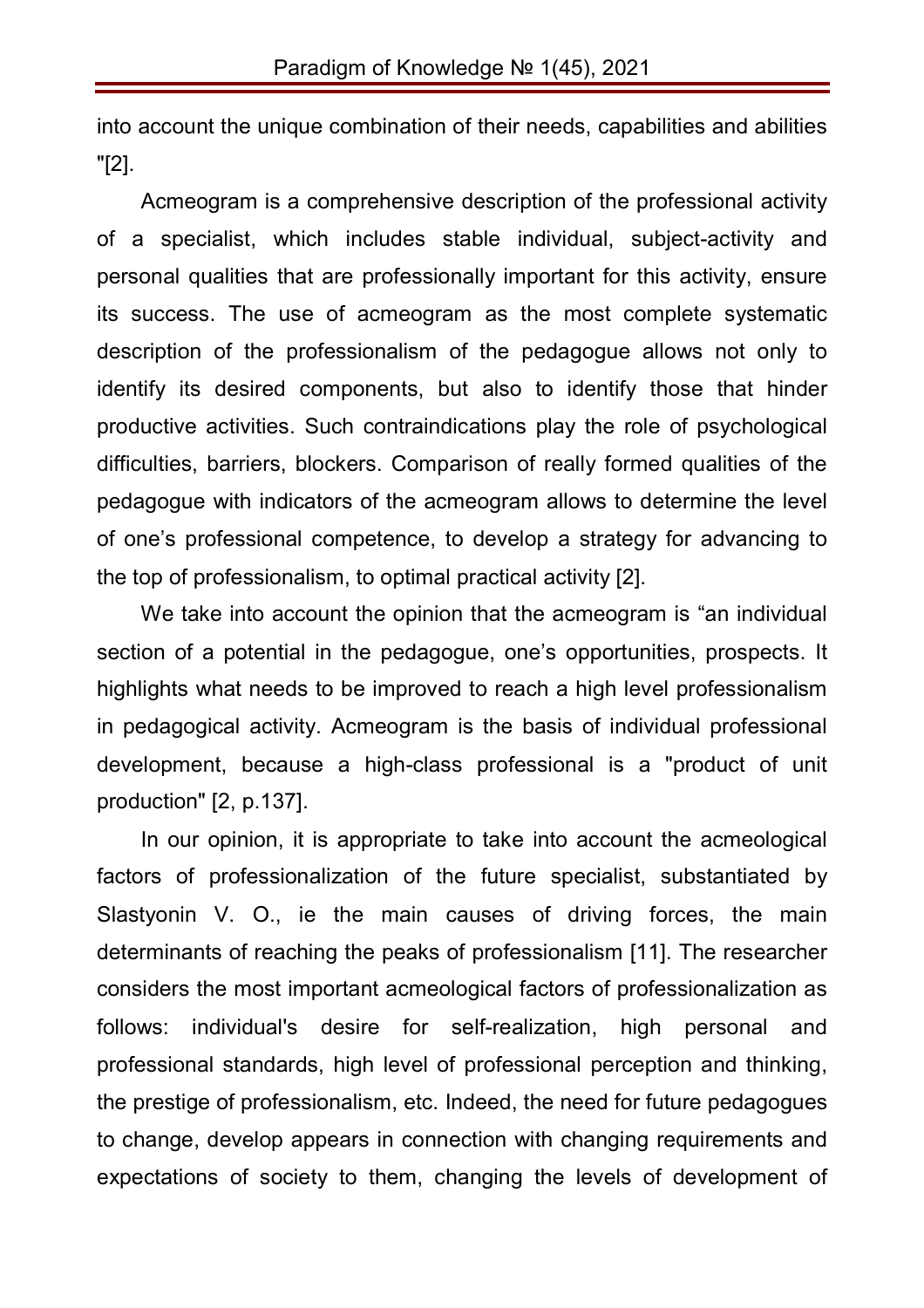into account the unique combination of their needs, capabilities and abilities "[2].

Acmeogram is a comprehensive description of the professional activity of a specialist, which includes stable individual, subject-activity and personal qualities that are professionally important for this activity, ensure its success. The use of acmeogram as the most complete systematic description of the professionalism of the pedagogue allows not only to identify its desired components, but also to identify those that hinder productive activities. Such contraindications play the role of psychological difficulties, barriers, blockers. Comparison of really formed qualities of the pedagogue with indicators of the acmeogram allows to determine the level of one's professional competence, to develop a strategy for advancing to the top of professionalism, to optimal practical activity [2].

We take into account the opinion that the acmeogram is "an individual section of a potential in the pedagogue, one's opportunities, prospects. It highlights what needs to be improved to reach a high level professionalism in pedagogical activity. Acmeogram is the basis of individual professional development, because a high-class professional is a "product of unit production" [2, p.137].

In our opinion, it is appropriate to take into account the acmeological factors of professionalization of the future specialist, substantiated by Slastyonin V. O., ie the main causes of driving forces, the main determinants of reaching the peaks of professionalism [11]. The researcher considers the most important acmeological factors of professionalization as follows: individual's desire for self-realization, high personal and professional standards, high level of professional perception and thinking, the prestige of professionalism, etc. Indeed, the need for future pedagogues to change, develop appears in connection with changing requirements and expectations of society to them, changing the levels of development of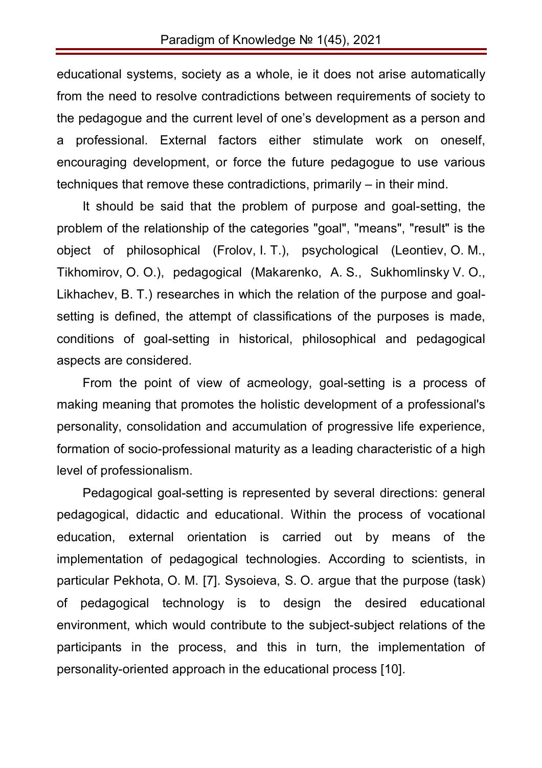educational systems, society as a whole, ie it does not arise automatically from the need to resolve contradictions between requirements of society to the pedagogue and the current level of one's development as a person and a professional. External factors either stimulate work on oneself, encouraging development, or force the future pedagogue to use various techniques that remove these contradictions, primarily – in their mind.

It should be said that the problem of purpose and goal-setting, the problem of the relationship of the categories "goal", "means", "result" is the object of philosophical (Frolov, I. T.), psychological (Leontiev, O. M., Tikhomirov, O. O.), pedagogical (Makarenko, A. S., Sukhomlinsky V. O., Likhachev, B. T.) researches in which the relation of the purpose and goal-setting is defined, the attempt of classifications of the purposes is made, conditions of goal-setting in historical, philosophical and pedagogical aspects are considered.

From the point of view of acmeology, goal-setting is a process of making meaning that promotes the holistic development of a professional's personality, consolidation and accumulation of progressive life experience, formation of socio-professional maturity as a leading characteristic of a high level of professionalism.

Pedagogical goal-setting is represented by several directions: general pedagogical, didactic and educational. Within the process of vocational education, external orientation is carried out by means of the implementation of pedagogical technologies. According to scientists, in particular Pekhota, O. M. [7]. Sysoieva, S. O. argue that the purpose (task) of pedagogical technology is to design the desired educational environment, which would contribute to the subject-subject relations of the participants in the process, and this in turn, the implementation of personality-oriented approach in the educational process [10].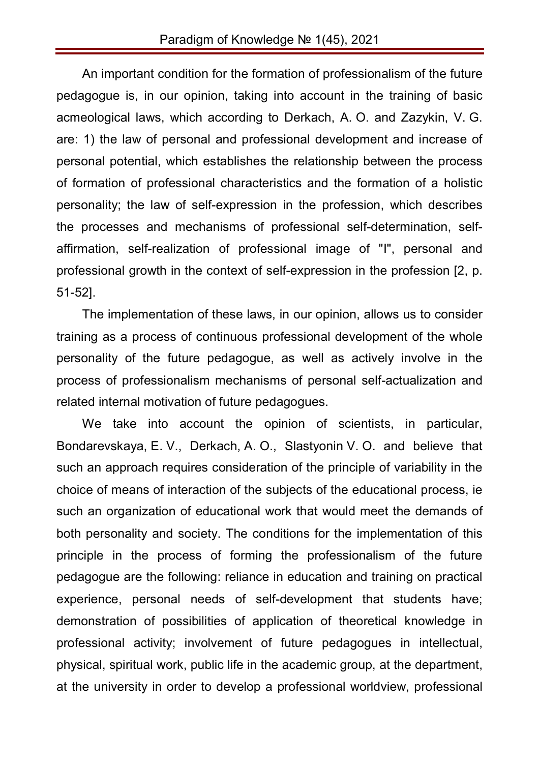An important condition for the formation of professionalism of the future pedagogue is, in our opinion, taking into account in the training of basic acmeological laws, which according to Derkach, A. O. and Zazykin, V. G. are: 1) the law of personal and professional development and increase of personal potential, which establishes the relationship between the process of formation of professional characteristics and the formation of a holistic personality; the law of self-expression in the profession, which describes the processes and mechanisms of professional self-determination, self-affirmation, self-realization of professional image of "I", personal and professional growth in the context of self-expression in the profession [2, p. 51-52].

The implementation of these laws, in our opinion, allows us to consider training as a process of continuous professional development of the whole personality of the future pedagogue, as well as actively involve in the process of professionalism mechanisms of personal self-actualization and related internal motivation of future pedagogues.

We take into account the opinion of scientists, in particular, Bondarevskaya, E. V., Derkach, A. O., Slastyonin V. O. and believe that such an approach requires consideration of the principle of variability in the choice of means of interaction of the subjects of the educational process, ie such an organization of educational work that would meet the demands of both personality and society. The conditions for the implementation of this principle in the process of forming the professionalism of the future pedagogue are the following: reliance in education and training on practical experience, personal needs of self-development that students have; demonstration of possibilities of application of theoretical knowledge in professional activity; involvement of future pedagogues in intellectual, physical, spiritual work, public life in the academic group, at the department, at the university in order to develop a professional worldview, professional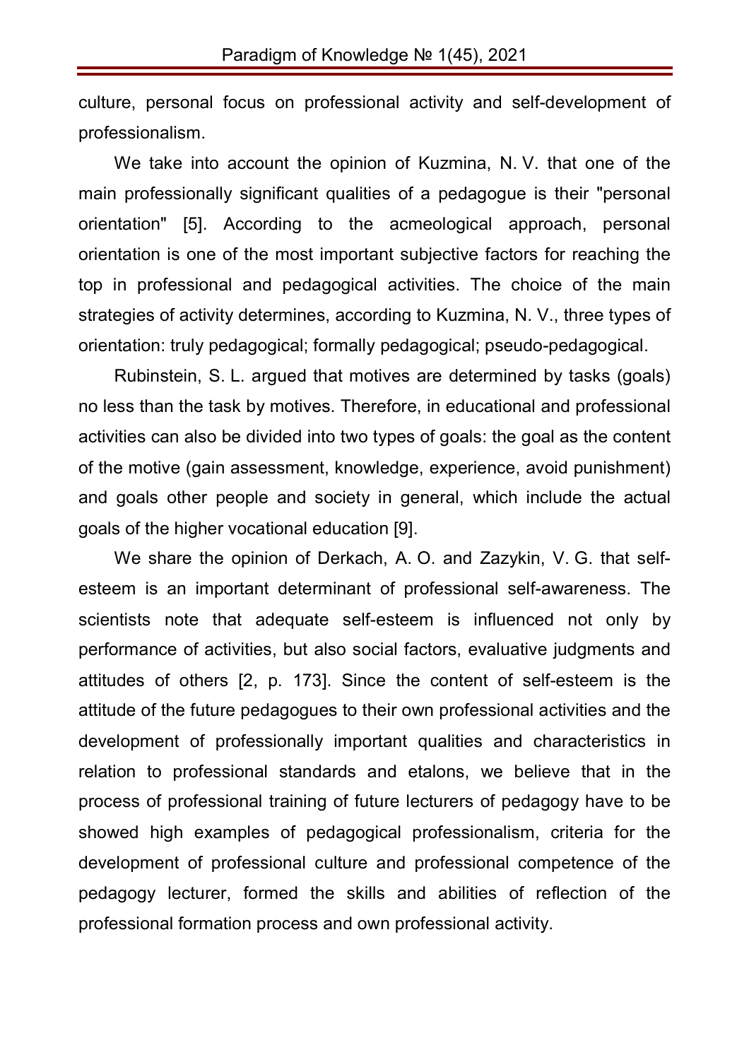culture, personal focus on professional activity and self-development of professionalism.

We take into account the opinion of Kuzmina, N. V. that one of the main professionally significant qualities of a pedagogue is their "personal orientation" [5]. According to the acmeological approach, personal orientation is one of the most important subjective factors for reaching the top in professional and pedagogical activities. The choice of the main strategies of activity determines, according to Kuzmina, N. V., three types of orientation: truly pedagogical; formally pedagogical; pseudo-pedagogical.

Rubinstein, S. L. argued that motives are determined by tasks (goals) no less than the task by motives. Therefore, in educational and professional activities can also be divided into two types of goals: the goal as the content of the motive (gain assessment, knowledge, experience, avoid punishment) and goals other people and society in general, which include the actual goals of the higher vocational education [9].

We share the opinion of Derkach, A. O. and Zazykin, V. G. that self-esteem is an important determinant of professional self-awareness. The scientists note that adequate self-esteem is influenced not only by performance of activities, but also social factors, evaluative judgments and attitudes of others [2, p. 173]. Since the content of self-esteem is the attitude of the future pedagogues to their own professional activities and the development of professionally important qualities and characteristics in relation to professional standards and etalons, we believe that in the process of professional training of future lecturers of pedagogy have to be showed high examples of pedagogical professionalism, criteria for the development of professional culture and professional competence of the pedagogy lecturer, formed the skills and abilities of reflection of the professional formation process and own professional activity.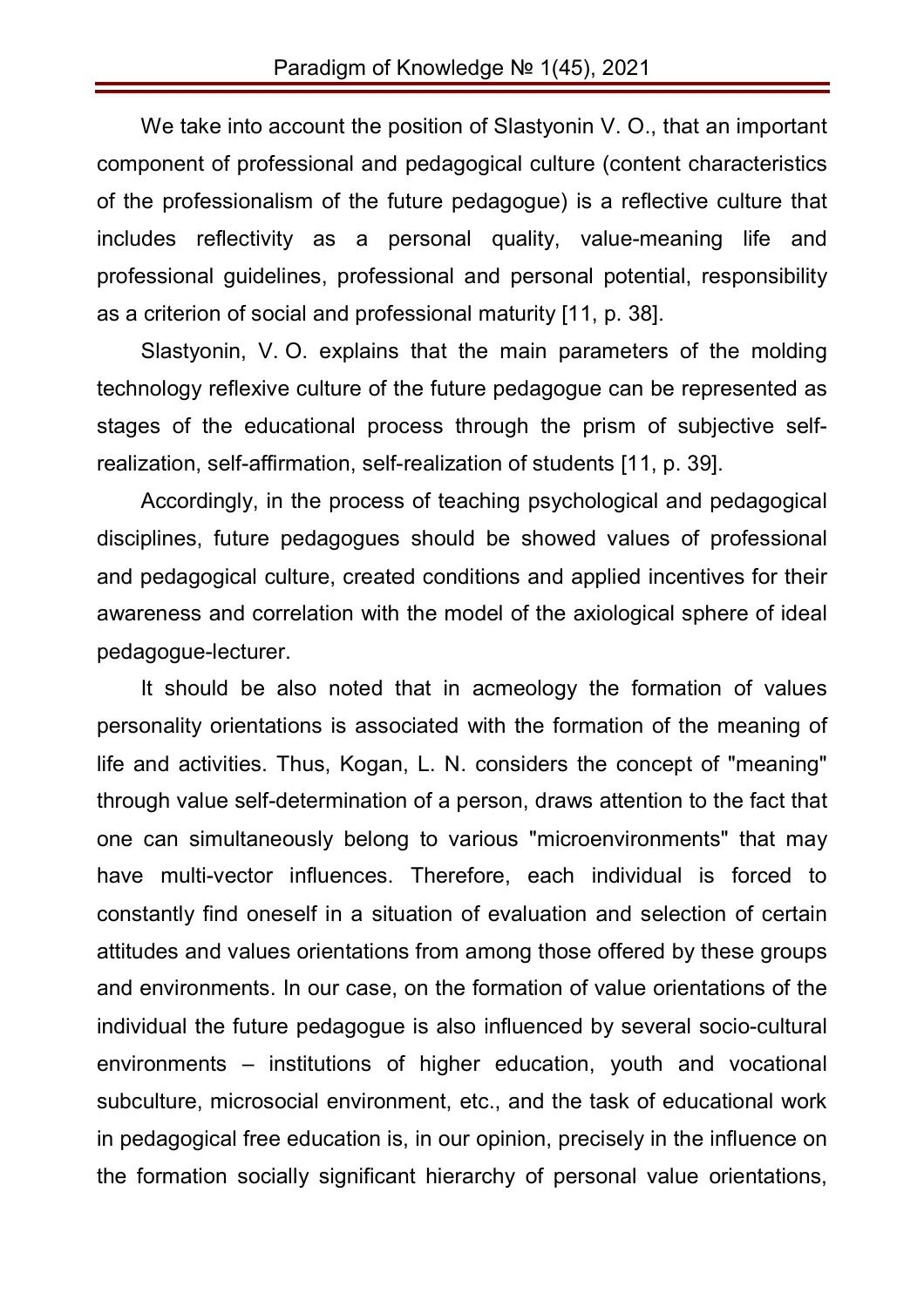We take into account the position of Slastyonin V. O., that an important component of professional and pedagogical culture (content characteristics of the professionalism of the future pedagogue) is a reflective culture that includes reflectivity as a personal quality, value-meaning life and professional guidelines, professional and personal potential, responsibility as a criterion of social and professional maturity [11, p. 38].

Slastyonin, V. O. explains that the main parameters of the molding technology reflexive culture of the future pedagogue can be represented as stages of the educational process through the prism of subjective self-realization, self-affirmation, self-realization of students [11, p. 39].

Accordingly, in the process of teaching psychological and pedagogical disciplines, future pedagogues should be showed values of professional and pedagogical culture, created conditions and applied incentives for their awareness and correlation with the model of the axiological sphere of ideal pedagogue-lecturer.

It should be also noted that in acmeology the formation of values personality orientations is associated with the formation of the meaning of life and activities. Thus, Kogan, L. N. considers the concept of "meaning" through value self-determination of a person, draws attention to the fact that one can simultaneously belong to various "microenvironments" that may have multi-vector influences. Therefore, each individual is forced to constantly find oneself in a situation of evaluation and selection of certain attitudes and values orientations from among those offered by these groups and environments. In our case, on the formation of value orientations of the individual the future pedagogue is also influenced by several socio-cultural environments – institutions of higher education, youth and vocational subculture, microsocial environment, etc., and the task of educational work in pedagogical free education is, in our opinion, precisely in the influence on the formation socially significant hierarchy of personal value orientations,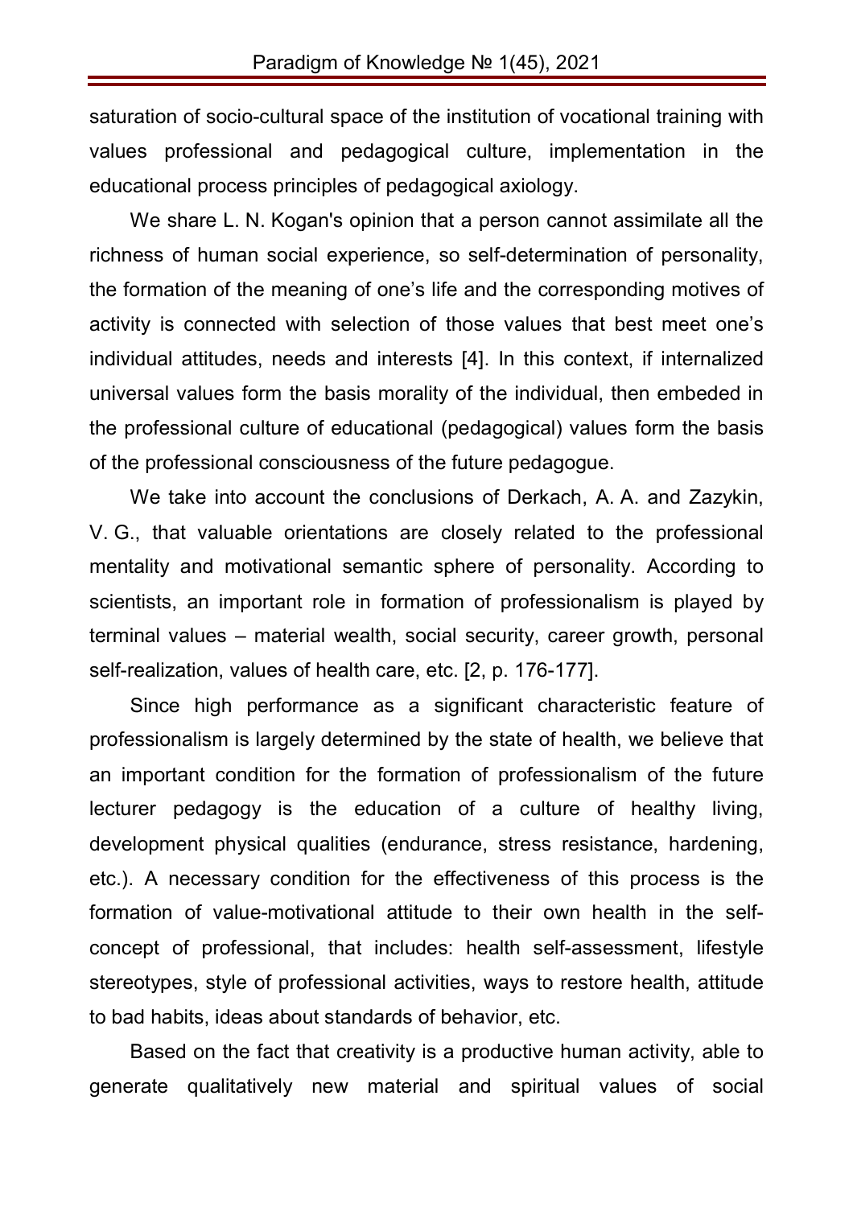saturation of socio-cultural space of the institution of vocational training with values professional and pedagogical culture, implementation in the educational process principles of pedagogical axiology.

We share L. N. Kogan's opinion that a person cannot assimilate all the richness of human social experience, so self-determination of personality, the formation of the meaning of one's life and the corresponding motives of activity is connected with selection of those values that best meet one's individual attitudes, needs and interests [4]. In this context, if internalized universal values form the basis morality of the individual, then embeded in the professional culture of educational (pedagogical) values form the basis of the professional consciousness of the future pedagogue.

We take into account the conclusions of Derkach, A. A. and Zazykin, V. G., that valuable orientations are closely related to the professional mentality and motivational semantic sphere of personality. According to scientists, an important role in formation of professionalism is played by terminal values – material wealth, social security, career growth, personal self-realization, values of health care, etc. [2, p. 176-177].

Since high performance as a significant characteristic feature of professionalism is largely determined by the state of health, we believe that an important condition for the formation of professionalism of the future lecturer pedagogy is the education of a culture of healthy living, development physical qualities (endurance, stress resistance, hardening, etc.). A necessary condition for the effectiveness of this process is the formation of value-motivational attitude to their own health in the self-concept of professional, that includes: health self-assessment, lifestyle stereotypes, style of professional activities, ways to restore health, attitude to bad habits, ideas about standards of behavior, etc.

Based on the fact that creativity is a productive human activity, able to generate qualitatively new material and spiritual values of social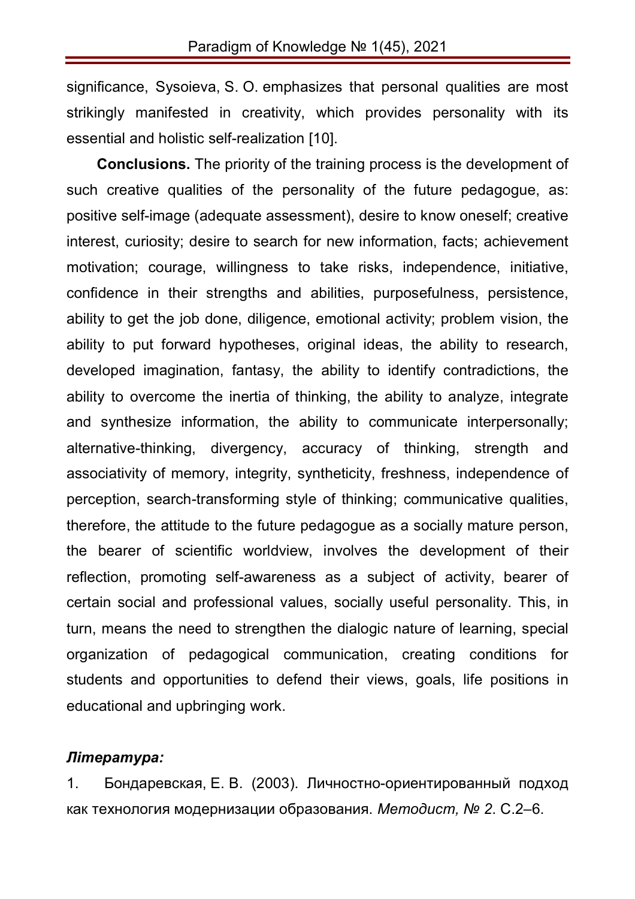significance, Sysoieva, S. O. emphasizes that personal qualities are most strikingly manifested in creativity, which provides personality with its essential and holistic self-realization [10].

**Conclusions.** The priority of the training process is the development of such creative qualities of the personality of the future pedagogue, as: positive self-image (adequate assessment), desire to know oneself; creative interest, curiosity; desire to search for new information, facts; achievement motivation; courage, willingness to take risks, independence, initiative, confidence in their strengths and abilities, purposefulness, persistence, ability to get the job done, diligence, emotional activity; problem vision, the ability to put forward hypotheses, original ideas, the ability to research, developed imagination, fantasy, the ability to identify contradictions, the ability to overcome the inertia of thinking, the ability to analyze, integrate and synthesize information, the ability to communicate interpersonally; alternative-thinking, divergency, accuracy of thinking, strength and associativity of memory, integrity, syntheticity, freshness, independence of perception, search-transforming style of thinking; communicative qualities, therefore, the attitude to the future pedagogue as a socially mature person, the bearer of scientific worldview, involves the development of their reflection, promoting self-awareness as a subject of activity, bearer of certain social and professional values, socially useful personality. This, in turn, means the need to strengthen the dialogic nature of learning, special organization of pedagogical communication, creating conditions for students and opportunities to defend their views, goals, life positions in educational and upbringing work.

***Література:***

1. Бондаревская, Е. В. (2003). Личностно-ориентированный подход как технология модернизации образования. *Методист, № 2*. С.2–6.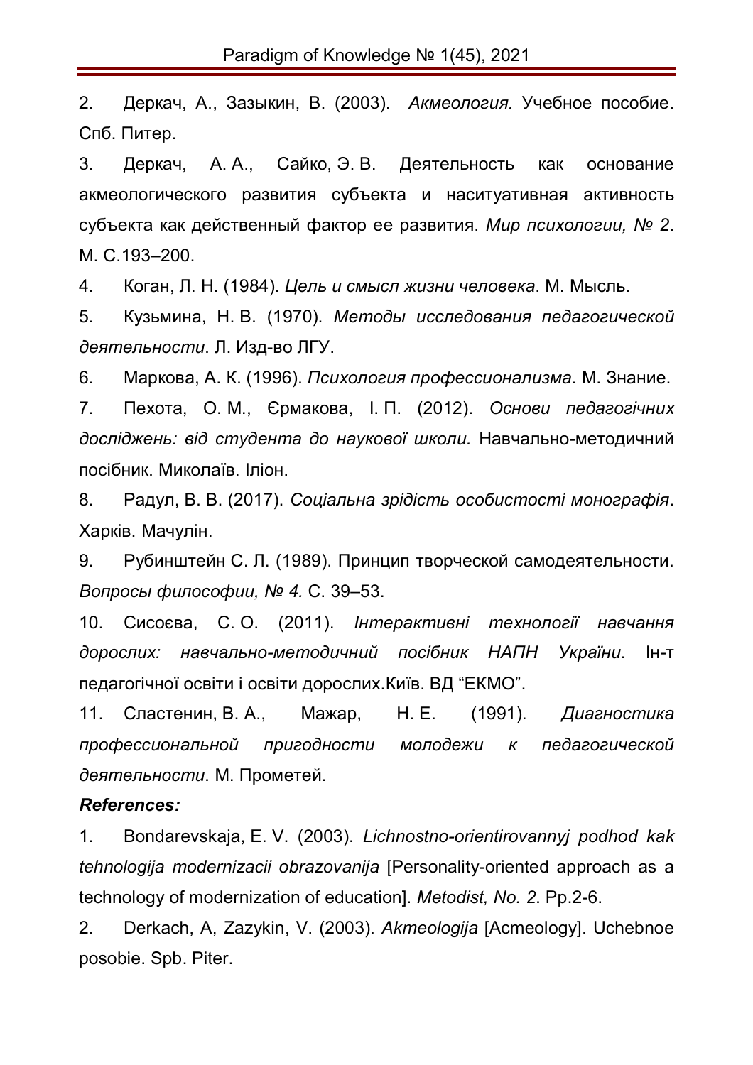2. Деркач, А., Зазыкин, В. (2003). *Акмеология.* Учебное пособие. Спб. Питер.

3. Деркач, А. А., Сайко, Э. В. Деятельность как основание акмеологического развития субъекта и наситуативная активность субъекта как действенный фактор ее развития. *Мир психологии, № 2*. М. С.193–200.

4. Коган, Л. Н. (1984). *Цель и смысл жизни человека*. М. Мысль.

5. Кузьмина, Н. В. (1970). *Методы исследования педагогической деятельности*. Л. Изд-во ЛГУ.

6. Маркова, А. К. (1996). *Психология профессионализма*. М. Знание.

7. Пехота, О. М., Єрмакова, І. П. (2012). *Основи педагогічних досліджень: від студента до наукової школи.* Навчально-методичний посібник. Миколаїв. Іліон.

8. Радул, В. В. (2017). *Соціальна зрідість особистості монографія*. Харків. Мачулін.

9. Рубинштейн С. Л. (1989). Принцип творческой самодеятельности. *Вопросы философии, № 4.* С. 39–53.

10. Сисоєва, С. О. (2011). *Інтерактивні технології навчання дорослих: навчально-методичний посібник НАПН України*. Ін-т педагогічної освіти і освіти дорослих.Київ. ВД "ЕКМО".

11. Сластенин, В. А., Мажар, Н. Е. (1991). *Диагностика профессиональной пригодности молодежи к педагогической деятельности*. М. Прометей.

***References:***

1. Bondarevskaja, E. V. (2003). *Lichnostno-orientirovannyj podhod kak tehnologija modernizacii obrazovanija* [Personality-oriented approach as a technology of modernization of education]. *Metodist, No. 2*. Pp.2-6.

2. Derkach, A, Zazykin, V. (2003). *Akmeologija* [Acmeology]. Uchebnoe posobie. Spb. Piter.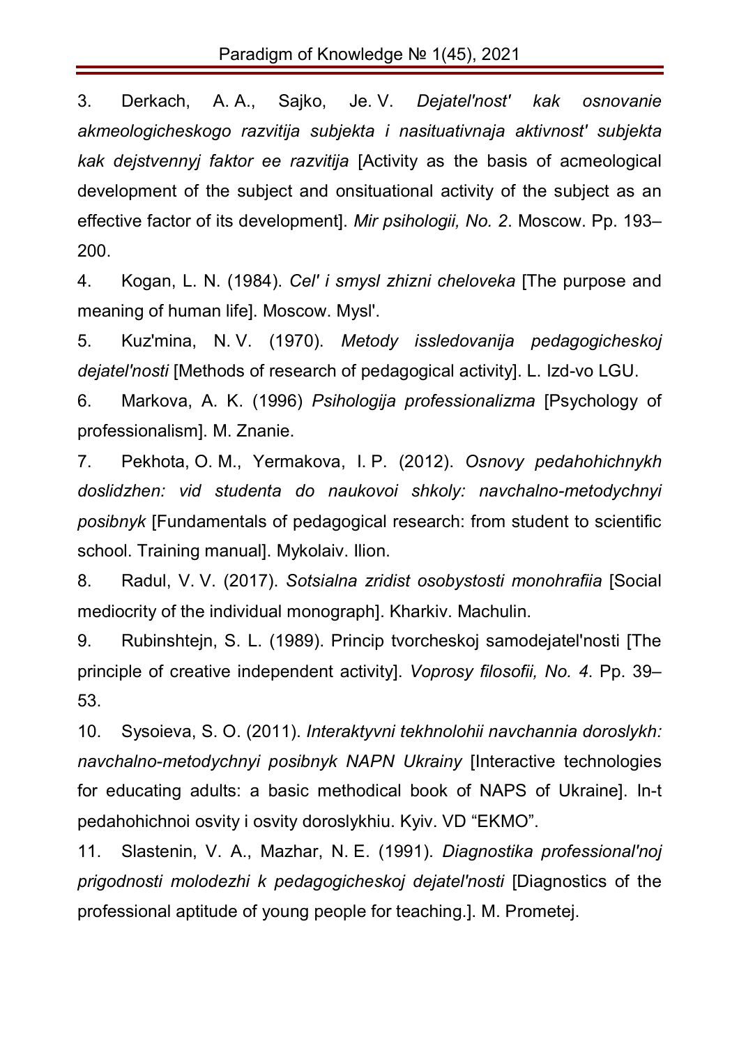3. Derkach, A. A., Sajko, Je. V. *Dejatel'nost' kak osnovanie akmeologicheskogo razvitija subjekta i nasituativnaja aktivnost' subjekta kak dejstvennyj faktor ee razvitija* [Activity as the basis of acmeological development of the subject and onsituational activity of the subject as an effective factor of its development]. *Mir psihologii, No. 2*. Moscow. Pp. 193–200.

4. Kogan, L. N. (1984). *Cel' i smysl zhizni cheloveka* [The purpose and meaning of human life]. Moscow. Mysl'.

5. Kuz'mina, N. V. (1970). *Metody issledovanija pedagogicheskoj dejatel'nosti* [Methods of research of pedagogical activity]. L. Izd-vo LGU.

6. Markova, A. K. (1996) *Psihologija professionalizma* [Psychology of professionalism]. M. Znanie.

7. Pekhota, O. M., Yermakova, I. P. (2012). *Osnovy pedahohichnykh doslidzhen: vid studenta do naukovoi shkoly: navchalno-metodychnyi posibnyk* [Fundamentals of pedagogical research: from student to scientific school. Training manual]. Mykolaiv. Ilion.

8. Radul, V. V. (2017). *Sotsialna zridist osobystosti monohrafiia* [Social mediocrity of the individual monograph]. Kharkiv. Machulin.

9. Rubinshtejn, S. L. (1989). Princip tvorcheskoj samodejatel'nosti [The principle of creative independent activity]. *Voprosy filosofii, No. 4*. Pp. 39–53.

10. Sysoieva, S. O. (2011). *Interaktyvni tekhnolohii navchannia doroslykh: navchalno-metodychnyi posibnyk NAPN Ukrainy* [Interactive technologies for educating adults: a basic methodical book of NAPS of Ukraine]. In-t pedahohichnoi osvity i osvity doroslykhiu. Kyiv. VD "EKMO".

11. Slastenin, V. A., Mazhar, N. E. (1991). *Diagnostika professional'noj prigodnosti molodezhi k pedagogicheskoj dejatel'nosti* [Diagnostics of the professional aptitude of young people for teaching.]. M. Prometej.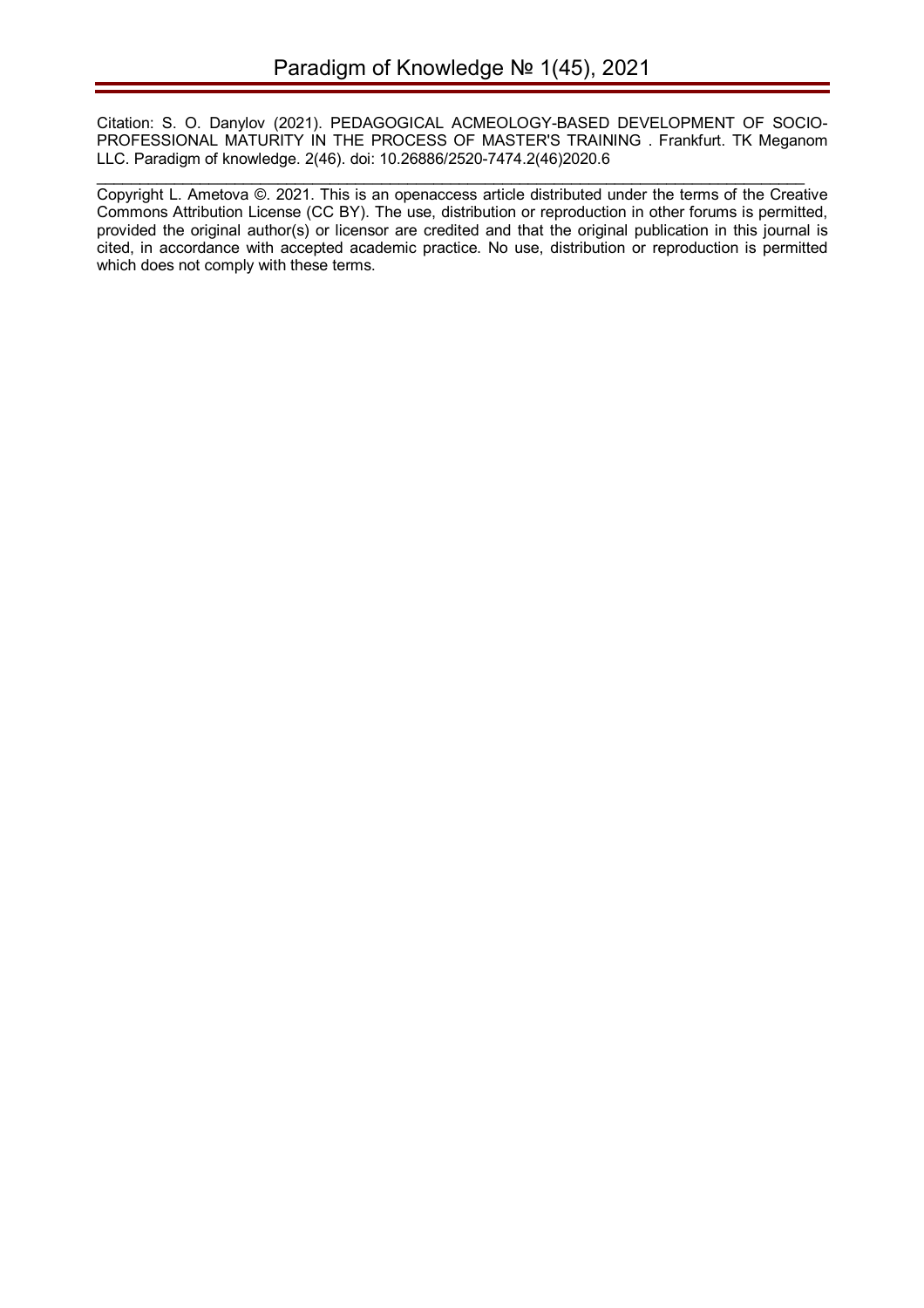Citation: S. O. Danylov (2021). PEDAGOGICAL ACMEOLOGY-BASED DEVELOPMENT OF SOCIO-PROFESSIONAL MATURITY IN THE PROCESS OF MASTER'S TRAINING . Frankfurt. TK Meganom LLC. Paradigm of knowledge. 2(46). doi: 10.26886/2520-7474.2(46)2020.6

---

Copyright L. Ametova ©. 2021. This is an openaccess article distributed under the terms of the Creative Commons Attribution License (CC BY). The use, distribution or reproduction in other forums is permitted, provided the original author(s) or licensor are credited and that the original publication in this journal is cited, in accordance with accepted academic practice. No use, distribution or reproduction is permitted which does not comply with these terms.